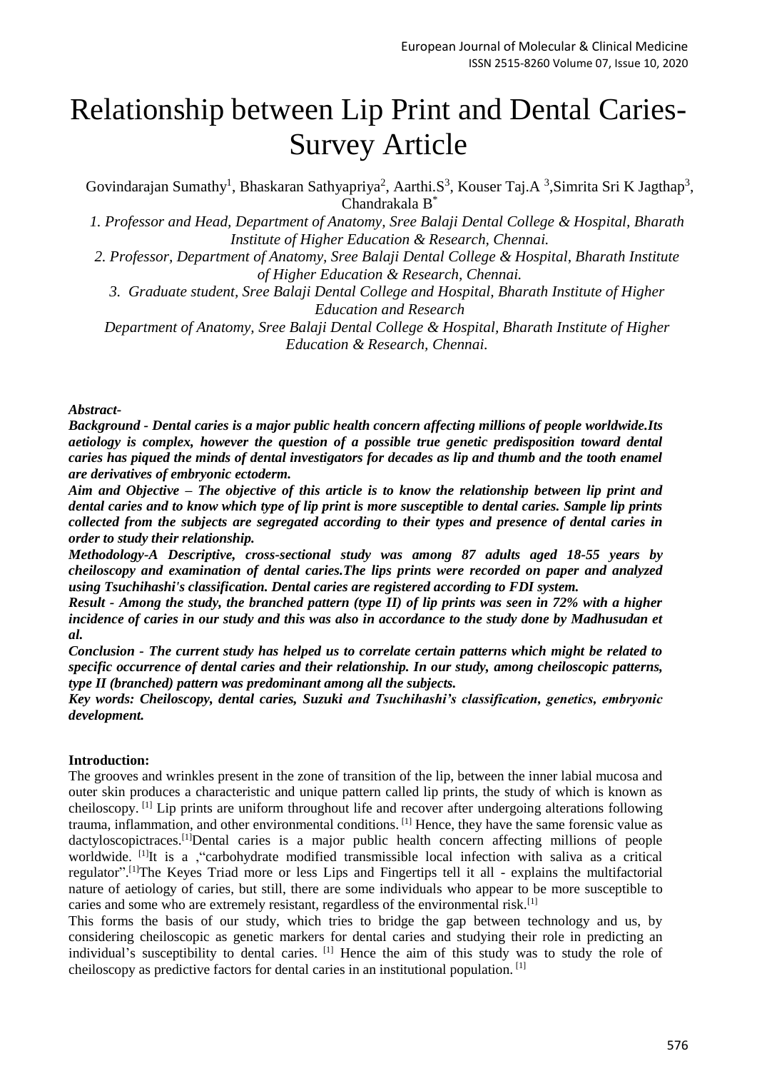# Relationship between Lip Print and Dental Caries- Survey Article

Govindarajan Sumathy[1], Bhaskaran Sathyapriya[2], Aarthi.S[3], Kouser Taj.A [3],Simrita Sri K Jagthap[3], Chandrakala B[*]

*1. Professor and Head, Department of Anatomy, Sree Balaji Dental College & Hospital, Bharath Institute of Higher Education & Research, Chennai.*

*2. Professor, Department of Anatomy, Sree Balaji Dental College & Hospital, Bharath Institute of Higher Education & Research, Chennai.*

*3. Graduate student, Sree Balaji Dental College and Hospital, Bharath Institute of Higher Education and Research*

*Department of Anatomy, Sree Balaji Dental College & Hospital, Bharath Institute of Higher Education & Research, Chennai.*

***Abstract-***

***Background - Dental caries is a major public health concern affecting millions of people worldwide.Its aetiology is complex, however the question of a possible true genetic predisposition toward dental caries has piqued the minds of dental investigators for decades as lip and thumb and the tooth enamel are derivatives of embryonic ectoderm.***

***Aim and Objective – The objective of this article is to know the relationship between lip print and dental caries and to know which type of lip print is more susceptible to dental caries. Sample lip prints collected from the subjects are segregated according to their types and presence of dental caries in order to study their relationship.***

***Methodology-A Descriptive, cross-sectional study was among 87 adults aged 18-55 years by cheiloscopy and examination of dental caries.The lips prints were recorded on paper and analyzed using Tsuchihashi's classification. Dental caries are registered according to FDI system.***

***Result - Among the study, the branched pattern (type II) of lip prints was seen in 72% with a higher incidence of caries in our study and this was also in accordance to the study done by Madhusudan et al.***

***Conclusion - The current study has helped us to correlate certain patterns which might be related to specific occurrence of dental caries and their relationship. In our study, among cheiloscopic patterns, type II (branched) pattern was predominant among all the subjects.***

***Key words: Cheiloscopy, dental caries, Suzuki and Tsuchihashi's classification, genetics, embryonic development.***

**Introduction:**

The grooves and wrinkles present in the zone of transition of the lip, between the inner labial mucosa and outer skin produces a characteristic and unique pattern called lip prints, the study of which is known as cheiloscopy. [1] Lip prints are uniform throughout life and recover after undergoing alterations following trauma, inflammation, and other environmental conditions. [1] Hence, they have the same forensic value as dactyloscopictraces.[1]Dental caries is a major public health concern affecting millions of people worldwide. [1]It is a ,"carbohydrate modified transmissible local infection with saliva as a critical regulator".[1]The Keyes Triad more or less Lips and Fingertips tell it all - explains the multifactorial nature of aetiology of caries, but still, there are some individuals who appear to be more susceptible to caries and some who are extremely resistant, regardless of the environmental risk.[1]

This forms the basis of our study, which tries to bridge the gap between technology and us, by considering cheiloscopic as genetic markers for dental caries and studying their role in predicting an individual's susceptibility to dental caries. [1] Hence the aim of this study was to study the role of cheiloscopy as predictive factors for dental caries in an institutional population. [1]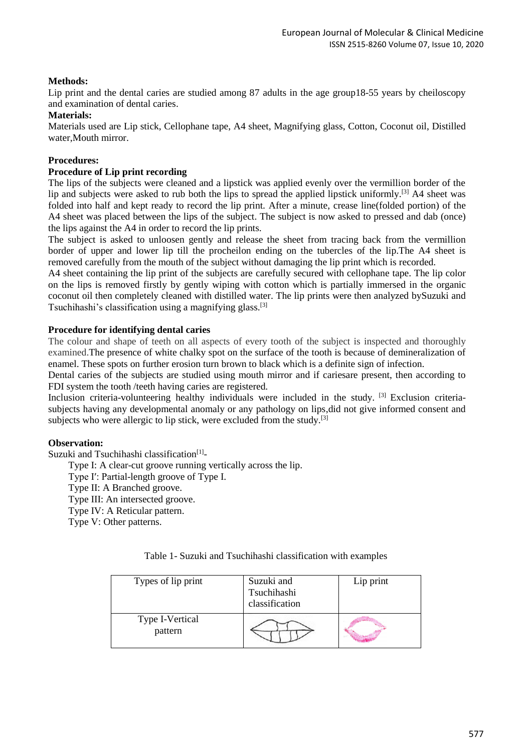**Methods:**

Lip print and the dental caries are studied among 87 adults in the age group18-55 years by cheiloscopy and examination of dental caries.

**Materials:**

Materials used are Lip stick, Cellophane tape, A4 sheet, Magnifying glass, Cotton, Coconut oil, Distilled water,Mouth mirror.

**Procedures:**

**Procedure of Lip print recording**

The lips of the subjects were cleaned and a lipstick was applied evenly over the vermillion border of the lip and subjects were asked to rub both the lips to spread the applied lipstick uniformly.[3] A4 sheet was folded into half and kept ready to record the lip print. After a minute, crease line(folded portion) of the A4 sheet was placed between the lips of the subject. The subject is now asked to pressed and dab (once) the lips against the A4 in order to record the lip prints.

The subject is asked to unloosen gently and release the sheet from tracing back from the vermillion border of upper and lower lip till the procheilon ending on the tubercles of the lip.The A4 sheet is removed carefully from the mouth of the subject without damaging the lip print which is recorded.

A4 sheet containing the lip print of the subjects are carefully secured with cellophane tape. The lip color on the lips is removed firstly by gently wiping with cotton which is partially immersed in the organic coconut oil then completely cleaned with distilled water. The lip prints were then analyzed bySuzuki and Tsuchihashi's classification using a magnifying glass.[3]

**Procedure for identifying dental caries**

The colour and shape of teeth on all aspects of every tooth of the subject is inspected and thoroughly examined.The presence of white chalky spot on the surface of the tooth is because of demineralization of enamel. These spots on further erosion turn brown to black which is a definite sign of infection.

Dental caries of the subjects are studied using mouth mirror and if cariesare present, then according to FDI system the tooth /teeth having caries are registered.

Inclusion criteria-volunteering healthy individuals were included in the study. [3] Exclusion criteria-subjects having any developmental anomaly or any pathology on lips,did not give informed consent and subjects who were allergic to lip stick, were excluded from the study.[3]

**Observation:**

Suzuki and Tsuchihashi classification[1]-

- Type I: A clear-cut groove running vertically across the lip.
- Type I′: Partial-length groove of Type I.
- Type II: A Branched groove.
- Type III: An intersected groove.
- Type IV: A Reticular pattern.
- Type V: Other patterns.

Table 1- Suzuki and Tsuchihashi classification with examples

| Types of lip print | Suzuki and Tsuchihashi classification | Lip print |
|---|---|---|
| Type I-Vertical pattern | | |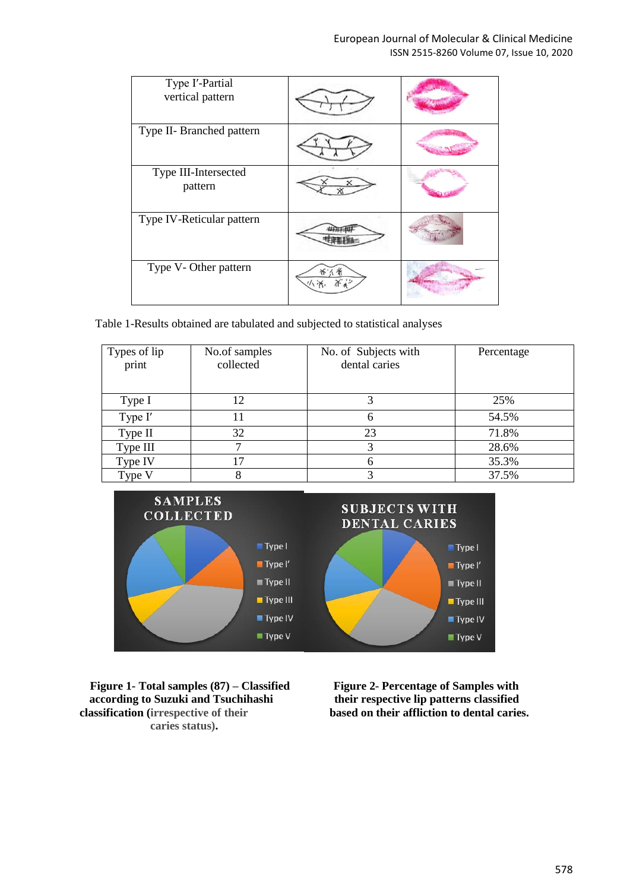| Type I′-Partial vertical pattern | | |
|---|---|---|
| Type II- Branched pattern | | |
| Type III-Intersected pattern | | |
| Type IV-Reticular pattern | | |
| Type V- Other pattern | | |

Table 1-Results obtained are tabulated and subjected to statistical analyses

| Types of lip print | No.of samples collected | No. of Subjects with dental caries | Percentage |
|---|---|---|---|
| Type I | 12 | 3 | 25% |
| Type I′ | 11 | 6 | 54.5% |
| Type II | 32 | 23 | 71.8% |
| Type III | 7 | 3 | 28.6% |
| Type IV | 17 | 6 | 35.3% |
| Type V | 8 | 3 | 37.5% |

**Figure 1- Total samples (87) – Classified according to Suzuki and Tsuchihashi classification (irrespective of their caries status).**

**Figure 2- Percentage of Samples with their respective lip patterns classified based on their affliction to dental caries.**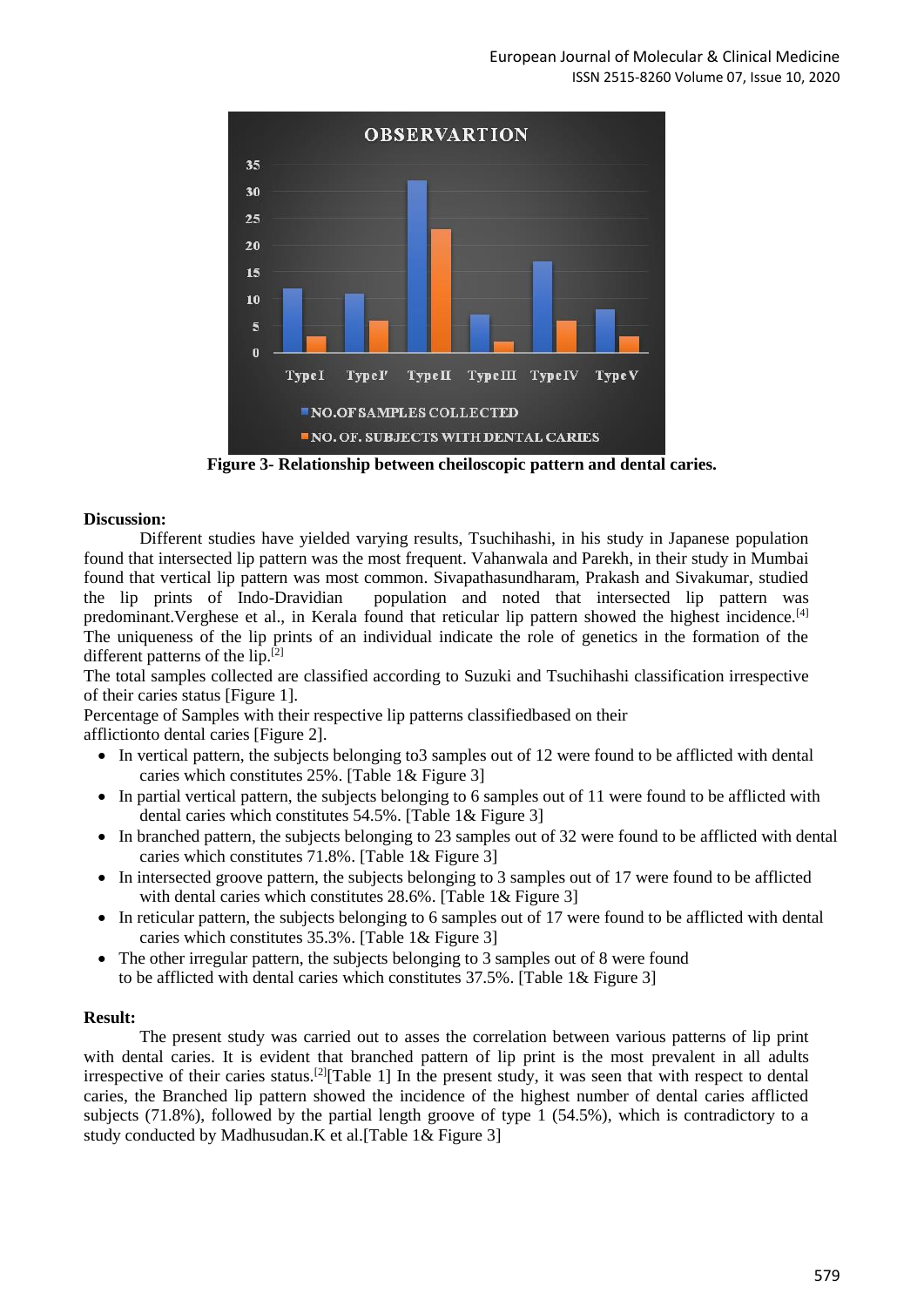**Figure 3- Relationship between cheiloscopic pattern and dental caries.**

**Discussion:**

Different studies have yielded varying results, Tsuchihashi, in his study in Japanese population found that intersected lip pattern was the most frequent. Vahanwala and Parekh, in their study in Mumbai found that vertical lip pattern was most common. Sivapathasundharam, Prakash and Sivakumar, studied the lip prints of Indo-Dravidian population and noted that intersected lip pattern was predominant.Verghese et al., in Kerala found that reticular lip pattern showed the highest incidence.[4] The uniqueness of the lip prints of an individual indicate the role of genetics in the formation of the different patterns of the lip.[2]

The total samples collected are classified according to Suzuki and Tsuchihashi classification irrespective of their caries status [Figure 1].

Percentage of Samples with their respective lip patterns classifiedbased on their afflictionto dental caries [Figure 2].

- In vertical pattern, the subjects belonging to3 samples out of 12 were found to be afflicted with dental caries which constitutes 25%. [Table 1& Figure 3]
- In partial vertical pattern, the subjects belonging to 6 samples out of 11 were found to be afflicted with dental caries which constitutes 54.5%. [Table 1& Figure 3]
- In branched pattern, the subjects belonging to 23 samples out of 32 were found to be afflicted with dental caries which constitutes 71.8%. [Table 1& Figure 3]
- In intersected groove pattern, the subjects belonging to 3 samples out of 17 were found to be afflicted with dental caries which constitutes 28.6%. [Table 1& Figure 3]
- In reticular pattern, the subjects belonging to 6 samples out of 17 were found to be afflicted with dental caries which constitutes 35.3%. [Table 1& Figure 3]
- The other irregular pattern, the subjects belonging to 3 samples out of 8 were found to be afflicted with dental caries which constitutes 37.5%. [Table 1& Figure 3]

**Result:**

The present study was carried out to asses the correlation between various patterns of lip print with dental caries. It is evident that branched pattern of lip print is the most prevalent in all adults irrespective of their caries status.[2][Table 1] In the present study, it was seen that with respect to dental caries, the Branched lip pattern showed the incidence of the highest number of dental caries afflicted subjects (71.8%), followed by the partial length groove of type 1 (54.5%), which is contradictory to a study conducted by Madhusudan.K et al.[Table 1& Figure 3]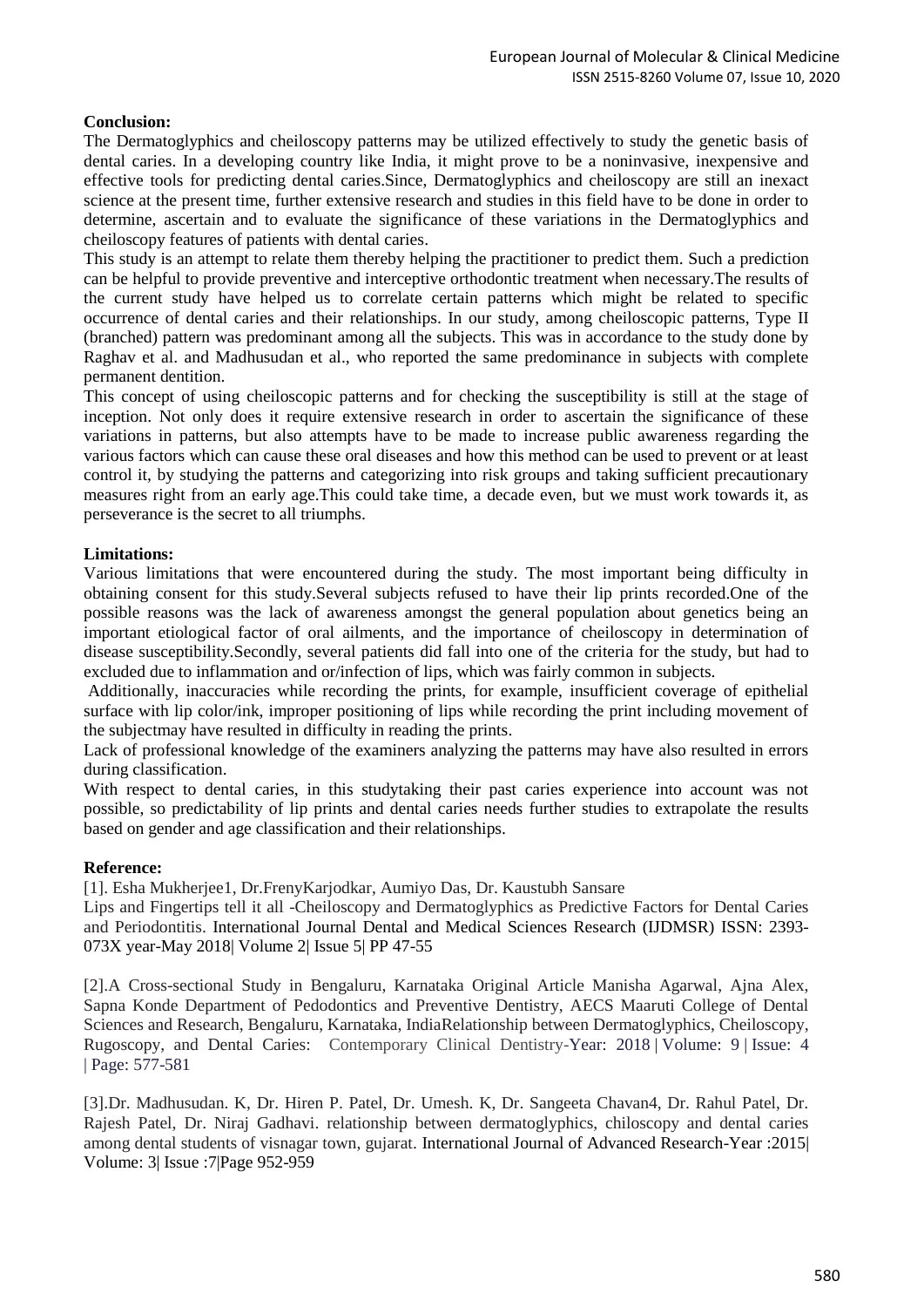**Conclusion:**

The Dermatoglyphics and cheiloscopy patterns may be utilized effectively to study the genetic basis of dental caries. In a developing country like India, it might prove to be a noninvasive, inexpensive and effective tools for predicting dental caries.Since, Dermatoglyphics and cheiloscopy are still an inexact science at the present time, further extensive research and studies in this field have to be done in order to determine, ascertain and to evaluate the significance of these variations in the Dermatoglyphics and cheiloscopy features of patients with dental caries.

This study is an attempt to relate them thereby helping the practitioner to predict them. Such a prediction can be helpful to provide preventive and interceptive orthodontic treatment when necessary.The results of the current study have helped us to correlate certain patterns which might be related to specific occurrence of dental caries and their relationships. In our study, among cheiloscopic patterns, Type II (branched) pattern was predominant among all the subjects. This was in accordance to the study done by Raghav et al. and Madhusudan et al., who reported the same predominance in subjects with complete permanent dentition.

This concept of using cheiloscopic patterns and for checking the susceptibility is still at the stage of inception. Not only does it require extensive research in order to ascertain the significance of these variations in patterns, but also attempts have to be made to increase public awareness regarding the various factors which can cause these oral diseases and how this method can be used to prevent or at least control it, by studying the patterns and categorizing into risk groups and taking sufficient precautionary measures right from an early age.This could take time, a decade even, but we must work towards it, as perseverance is the secret to all triumphs.

**Limitations:**

Various limitations that were encountered during the study. The most important being difficulty in obtaining consent for this study.Several subjects refused to have their lip prints recorded.One of the possible reasons was the lack of awareness amongst the general population about genetics being an important etiological factor of oral ailments, and the importance of cheiloscopy in determination of disease susceptibility.Secondly, several patients did fall into one of the criteria for the study, but had to excluded due to inflammation and or/infection of lips, which was fairly common in subjects.

Additionally, inaccuracies while recording the prints, for example, insufficient coverage of epithelial surface with lip color/ink, improper positioning of lips while recording the print including movement of the subjectmay have resulted in difficulty in reading the prints.

Lack of professional knowledge of the examiners analyzing the patterns may have also resulted in errors during classification.

With respect to dental caries, in this studytaking their past caries experience into account was not possible, so predictability of lip prints and dental caries needs further studies to extrapolate the results based on gender and age classification and their relationships.

**Reference:**

[1]. Esha Mukherjee1, Dr.FrenyKarjodkar, Aumiyo Das, Dr. Kaustubh Sansare
Lips and Fingertips tell it all -Cheiloscopy and Dermatoglyphics as Predictive Factors for Dental Caries and Periodontitis. International Journal Dental and Medical Sciences Research (IJDMSR) ISSN: 2393-073X year-May 2018| Volume 2| Issue 5| PP 47-55

[2].A Cross-sectional Study in Bengaluru, Karnataka Original Article Manisha Agarwal, Ajna Alex, Sapna Konde Department of Pedodontics and Preventive Dentistry, AECS Maaruti College of Dental Sciences and Research, Bengaluru, Karnataka, IndiaRelationship between Dermatoglyphics, Cheiloscopy, Rugoscopy, and Dental Caries: Contemporary Clinical Dentistry-Year: 2018 | Volume: 9 | Issue: 4 | Page: 577-581

[3].Dr. Madhusudan. K, Dr. Hiren P. Patel, Dr. Umesh. K, Dr. Sangeeta Chavan4, Dr. Rahul Patel, Dr. Rajesh Patel, Dr. Niraj Gadhavi. relationship between dermatoglyphics, chiloscopy and dental caries among dental students of visnagar town, gujarat. International Journal of Advanced Research-Year :2015| Volume: 3| Issue :7|Page 952-959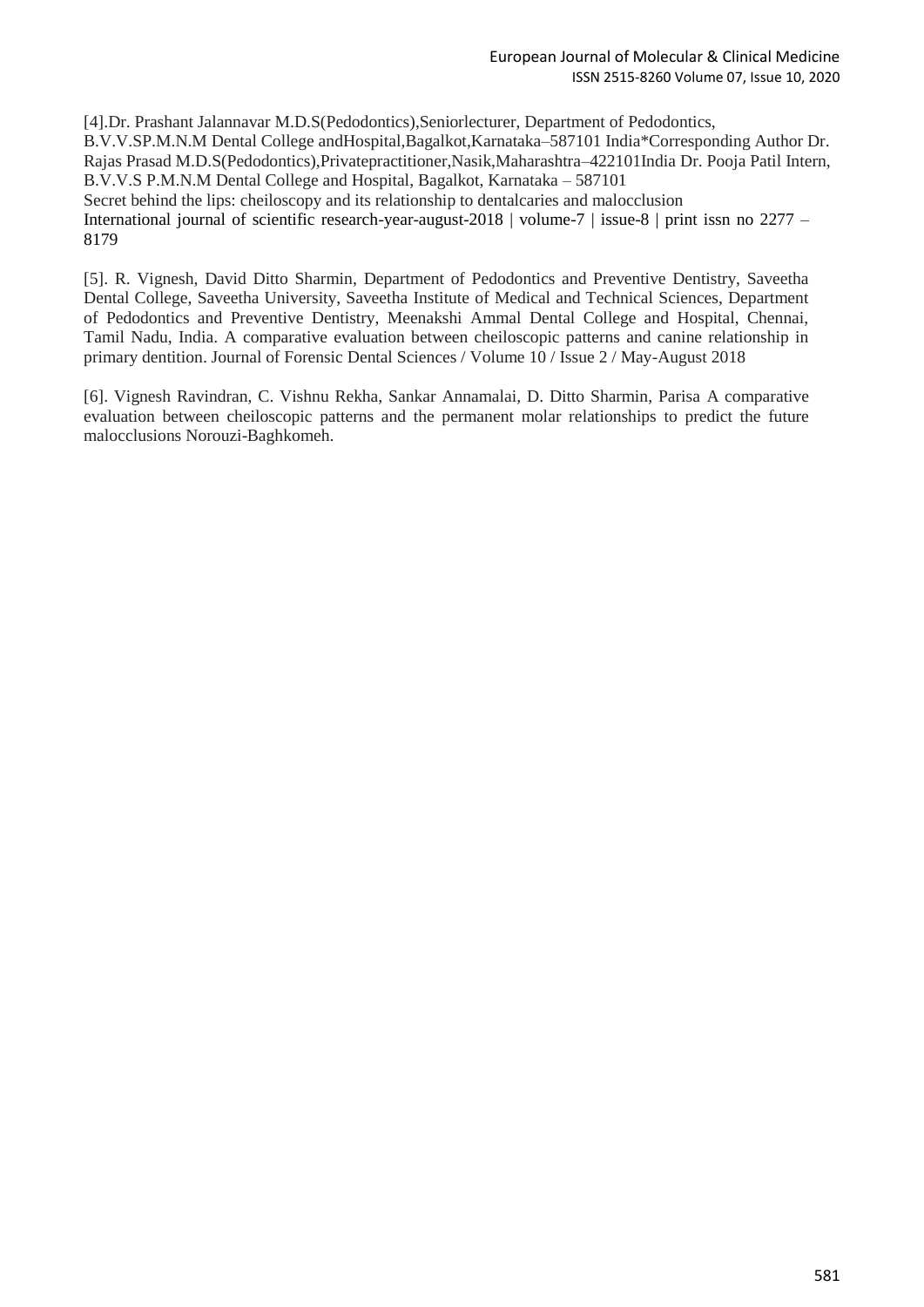[4].Dr. Prashant Jalannavar M.D.S(Pedodontics),Seniorlecturer, Department of Pedodontics, B.V.V.SP.M.N.M Dental College andHospital,Bagalkot,Karnataka–587101 India*Corresponding Author Dr. Rajas Prasad M.D.S(Pedodontics),Privatepractitioner,Nasik,Maharashtra–422101India Dr. Pooja Patil Intern, B.V.V.S P.M.N.M Dental College and Hospital, Bagalkot, Karnataka – 587101
Secret behind the lips: cheiloscopy and its relationship to dentalcaries and malocclusion
International journal of scientific research-year-august-2018 | volume-7 | issue-8 | print issn no 2277 – 8179

[5]. R. Vignesh, David Ditto Sharmin, Department of Pedodontics and Preventive Dentistry, Saveetha Dental College, Saveetha University, Saveetha Institute of Medical and Technical Sciences, Department of Pedodontics and Preventive Dentistry, Meenakshi Ammal Dental College and Hospital, Chennai, Tamil Nadu, India. A comparative evaluation between cheiloscopic patterns and canine relationship in primary dentition. Journal of Forensic Dental Sciences / Volume 10 / Issue 2 / May-August 2018

[6]. Vignesh Ravindran, C. Vishnu Rekha, Sankar Annamalai, D. Ditto Sharmin, Parisa A comparative evaluation between cheiloscopic patterns and the permanent molar relationships to predict the future malocclusions Norouzi-Baghkomeh.